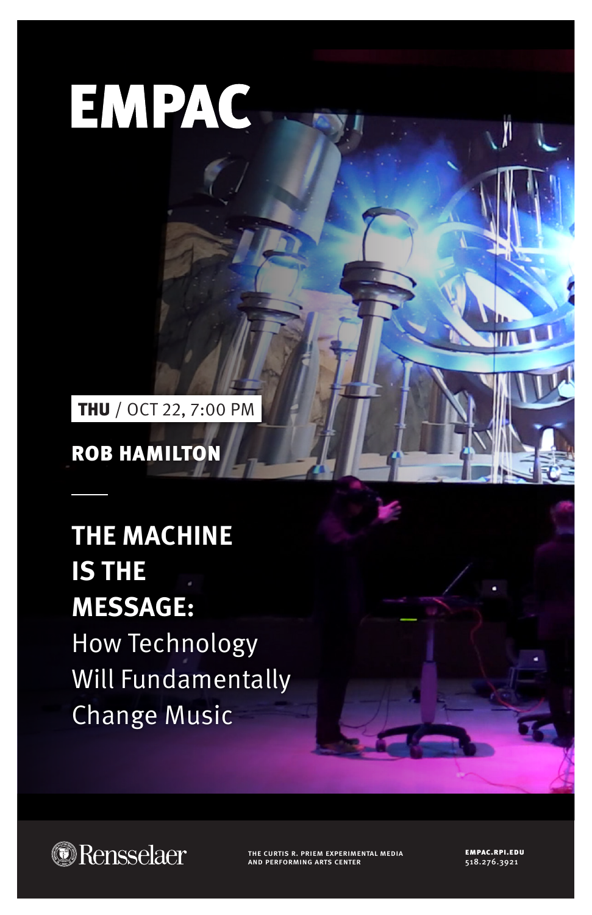# EMPAC

**THU** / OCT 22, 7:00 PM

**ROB HAMILTON**

---

## THE MACHINE IS THE MESSAGE:

How Technology Will Fundamentally Change Music

Rensselaer

THE CURTIS R. PRIEM EXPERIMENTAL MEDIA AND PERFORMING ARTS CENTER

**EMPAC.RPI.EDU**
518.276.3921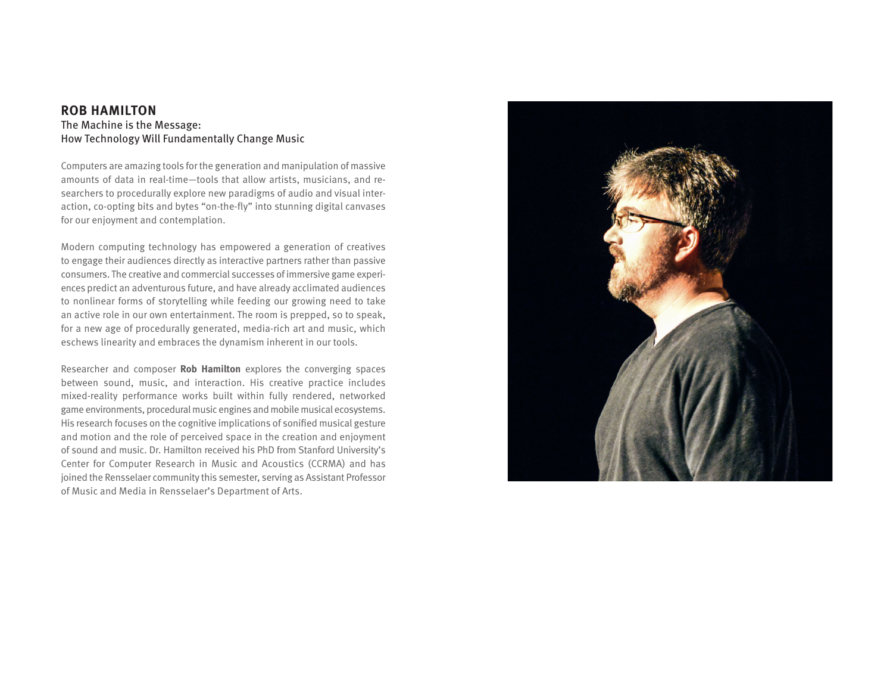## ROB HAMILTON

The Machine is the Message:
How Technology Will Fundamentally Change Music

Computers are amazing tools for the generation and manipulation of massive amounts of data in real-time—tools that allow artists, musicians, and researchers to procedurally explore new paradigms of audio and visual interaction, co-opting bits and bytes "on-the-fly" into stunning digital canvases for our enjoyment and contemplation.

Modern computing technology has empowered a generation of creatives to engage their audiences directly as interactive partners rather than passive consumers. The creative and commercial successes of immersive game experiences predict an adventurous future, and have already acclimated audiences to nonlinear forms of storytelling while feeding our growing need to take an active role in our own entertainment. The room is prepped, so to speak, for a new age of procedurally generated, media-rich art and music, which eschews linearity and embraces the dynamism inherent in our tools.

Researcher and composer **Rob Hamilton** explores the converging spaces between sound, music, and interaction. His creative practice includes mixed-reality performance works built within fully rendered, networked game environments, procedural music engines and mobile musical ecosystems. His research focuses on the cognitive implications of sonified musical gesture and motion and the role of perceived space in the creation and enjoyment of sound and music. Dr. Hamilton received his PhD from Stanford University's Center for Computer Research in Music and Acoustics (CCRMA) and has joined the Rensselaer community this semester, serving as Assistant Professor of Music and Media in Rensselaer's Department of Arts.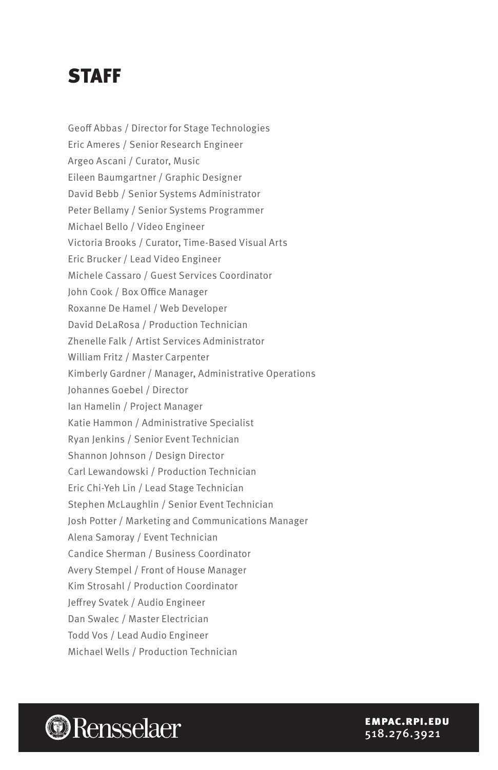# STAFF

Geoff Abbas / Director for Stage Technologies
Eric Ameres / Senior Research Engineer
Argeo Ascani / Curator, Music
Eileen Baumgartner / Graphic Designer
David Bebb / Senior Systems Administrator
Peter Bellamy / Senior Systems Programmer
Michael Bello / Video Engineer
Victoria Brooks / Curator, Time-Based Visual Arts
Eric Brucker / Lead Video Engineer
Michele Cassaro / Guest Services Coordinator
John Cook / Box Office Manager
Roxanne De Hamel / Web Developer
David DeLaRosa / Production Technician
Zhenelle Falk / Artist Services Administrator
William Fritz / Master Carpenter
Kimberly Gardner / Manager, Administrative Operations
Johannes Goebel / Director
Ian Hamelin / Project Manager
Katie Hammon / Administrative Specialist
Ryan Jenkins / Senior Event Technician
Shannon Johnson / Design Director
Carl Lewandowski / Production Technician
Eric Chi-Yeh Lin / Lead Stage Technician
Stephen McLaughlin / Senior Event Technician
Josh Potter / Marketing and Communications Manager
Alena Samoray / Event Technician
Candice Sherman / Business Coordinator
Avery Stempel / Front of House Manager
Kim Strosahl / Production Coordinator
Jeffrey Svatek / Audio Engineer
Dan Swalec / Master Electrician
Todd Vos / Lead Audio Engineer
Michael Wells / Production Technician

Rensselaer

**EMPAC.RPI.EDU**
518.276.3921